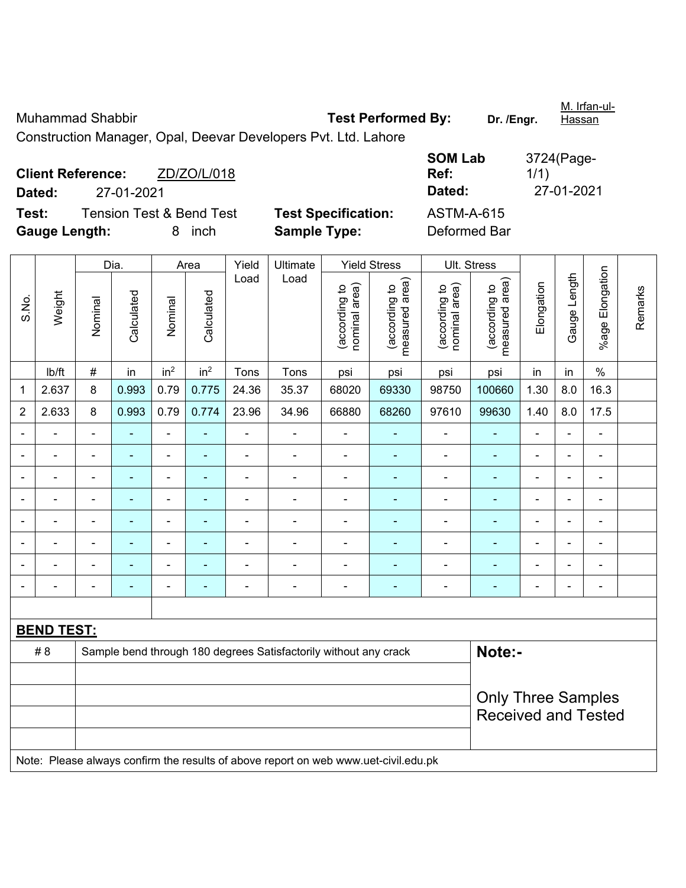Muhammad Shabbir

Construction Manager, Opal, Deevar Developers Pvt. Ltd. Lahore

**Test Performed By:** Dr. /Engr. M. Irfan-ul-Hassan

**Client Reference:** ZD/ZO/L/018

**Dated:** 27-01-2021

**SOM Lab Ref:** 3724(Page-1/1)

**Dated:** 27-01-2021

**Test:** Tension Test & Bend Test

**Test Specification:** ASTM-A-615

**Gauge Length:** 8 inch

**Sample Type:** Deformed Bar

| S.No. | Weight | Dia. | | Area | | Yield Load | Ultimate Load | Yield Stress | | Ult. Stress | | Elongation | Gauge Length | %age Elongation | Remarks |
|---|---|---|---|---|---|---|---|---|---|---|---|---|---|---|---|
| | | Nominal | Calculated | Nominal | Calculated | | | (according to nominal area) | (according to measured area) | (according to nominal area) | (according to measured area) | | | | |
| | lb/ft | # | in | $in^2$ | $in^2$ | Tons | Tons | psi | psi | psi | psi | in | in | % | |
| 1 | 2.637 | 8 | 0.993 | 0.79 | 0.775 | 24.36 | 35.37 | 68020 | 69330 | 98750 | 100660 | 1.30 | 8.0 | 16.3 | |
| 2 | 2.633 | 8 | 0.993 | 0.79 | 0.774 | 23.96 | 34.96 | 66880 | 68260 | 97610 | 99630 | 1.40 | 8.0 | 17.5 | |
| - | - | - | - | - | - | - | - | - | - | - | - | - | - | - | |
| - | - | - | - | - | - | - | - | - | - | - | - | - | - | - | |
| - | - | - | - | - | - | - | - | - | - | - | - | - | - | - | |
| - | - | - | - | - | - | - | - | - | - | - | - | - | - | - | |
| - | - | - | - | - | - | - | - | - | - | - | - | - | - | - | |
| - | - | - | - | - | - | - | - | - | - | - | - | - | - | - | |
| - | - | - | - | - | - | - | - | - | - | - | - | - | - | - | |
| - | - | - | - | - | - | - | - | - | - | - | - | - | - | - | |

**BEND TEST:**

| | | |
|---|---|---|
| # 8 | Sample bend through 180 degrees Satisfactorily without any crack | **Note:-** Only Three Samples Received and Tested |

Note: Please always confirm the results of above report on web www.uet-civil.edu.pk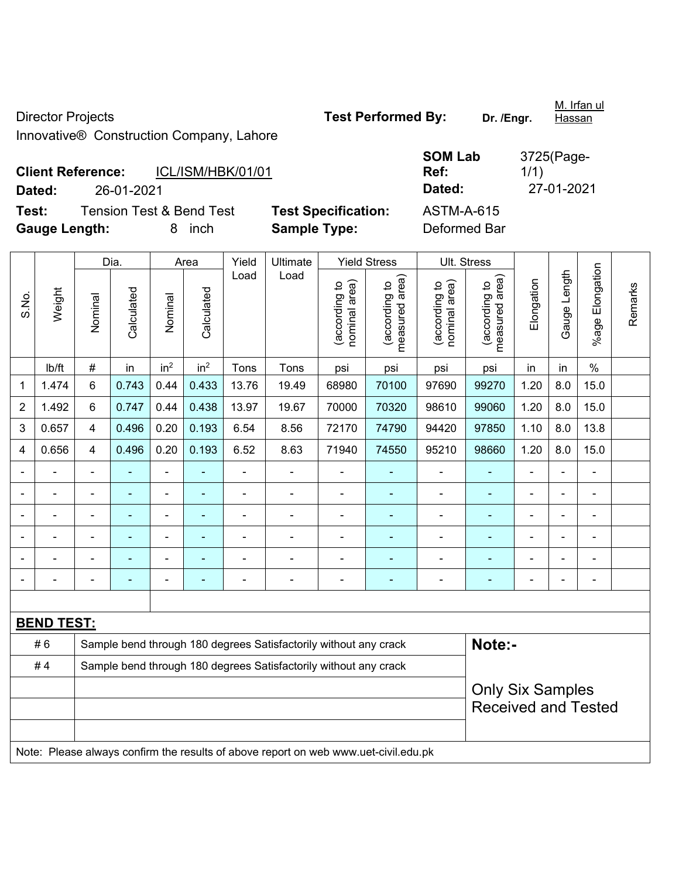Director Projects

Innovative® Construction Company, Lahore

**Test Performed By:** Dr. /Engr. M. Irfan ul Hassan

**Client Reference:** ICL/ISM/HBK/01/01

**Dated:** 26-01-2021

**SOM Lab Ref:** 3725(Page-1/1)

**Dated:** 27-01-2021

**Test:** Tension Test & Bend Test

**Test Specification:** ASTM-A-615

**Gauge Length:** 8 inch

**Sample Type:** Deformed Bar

| S.No. | Weight | Dia. | | Area | | Yield Load | Ultimate Load | Yield Stress | | Ult. Stress | | Elongation | Gauge Length | %age Elongation | Remarks |
|---|---|---|---|---|---|---|---|---|---|---|---|---|---|---|---|
| | | Nominal | Calculated | Nominal | Calculated | | | (according to nominal area) | (according to measured area) | (according to nominal area) | (according to measured area) | | | | |
| | lb/ft | # | in | in$^2$ | in$^2$ | Tons | Tons | psi | psi | psi | psi | in | in | % | |
| 1 | 1.474 | 6 | 0.743 | 0.44 | 0.433 | 13.76 | 19.49 | 68980 | 70100 | 97690 | 99270 | 1.20 | 8.0 | 15.0 | |
| 2 | 1.492 | 6 | 0.747 | 0.44 | 0.438 | 13.97 | 19.67 | 70000 | 70320 | 98610 | 99060 | 1.20 | 8.0 | 15.0 | |
| 3 | 0.657 | 4 | 0.496 | 0.20 | 0.193 | 6.54 | 8.56 | 72170 | 74790 | 94420 | 97850 | 1.10 | 8.0 | 13.8 | |
| 4 | 0.656 | 4 | 0.496 | 0.20 | 0.193 | 6.52 | 8.63 | 71940 | 74550 | 95210 | 98660 | 1.20 | 8.0 | 15.0 | |
| - | - | - | - | - | - | - | - | - | - | - | - | - | - | - | |
| - | - | - | - | - | - | - | - | - | - | - | - | - | - | - | |
| - | - | - | - | - | - | - | - | - | - | - | - | - | - | - | |
| - | - | - | - | - | - | - | - | - | - | - | - | - | - | - | |
| - | - | - | - | - | - | - | - | - | - | - | - | - | - | - | |
| - | - | - | - | - | - | - | - | - | - | - | - | - | - | - | |

**BEND TEST:**

| | | |
|---|---|---|
| # 6 | Sample bend through 180 degrees Satisfactorily without any crack | **Note:-** |
| # 4 | Sample bend through 180 degrees Satisfactorily without any crack | Only Six Samples Received and Tested |

Note: Please always confirm the results of above report on web www.uet-civil.edu.pk